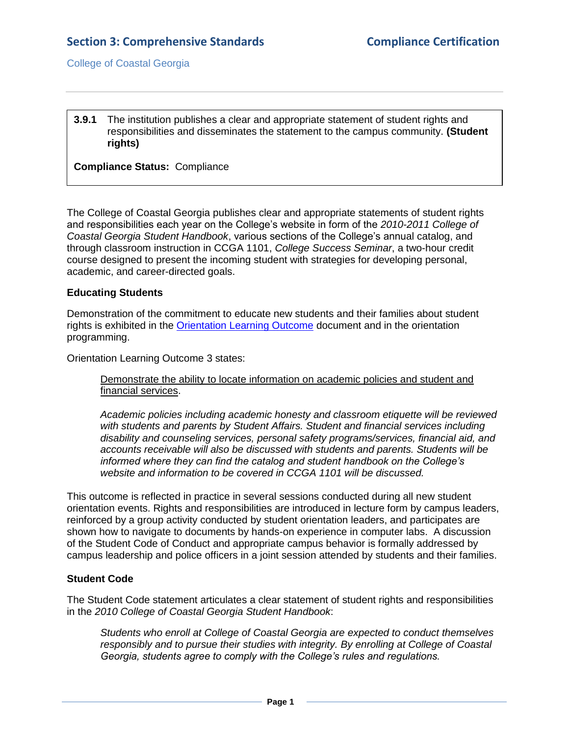**3.9.1** The institution publishes a clear and appropriate statement of student rights and responsibilities and disseminates the statement to the campus community. **(Student rights)**

**Compliance Status:** Compliance

The College of Coastal Georgia publishes clear and appropriate statements of student rights and responsibilities each year on the College's website in form of the *2010-2011 College of Coastal Georgia Student Handbook*, various sections of the College's annual catalog, and through classroom instruction in CCGA 1101, *College Success Seminar*, a two-hour credit course designed to present the incoming student with strategies for developing personal, academic, and career-directed goals.

### Educating Students

Demonstration of the commitment to educate new students and their families about student rights is exhibited in the Orientation Learning Outcome document and in the orientation programming.

Orientation Learning Outcome 3 states:

> Demonstrate the ability to locate information on academic policies and student and financial services.
>
> *Academic policies including academic honesty and classroom etiquette will be reviewed with students and parents by Student Affairs. Student and financial services including disability and counseling services, personal safety programs/services, financial aid, and accounts receivable will also be discussed with students and parents. Students will be informed where they can find the catalog and student handbook on the College's website and information to be covered in CCGA 1101 will be discussed.*

This outcome is reflected in practice in several sessions conducted during all new student orientation events. Rights and responsibilities are introduced in lecture form by campus leaders, reinforced by a group activity conducted by student orientation leaders, and participates are shown how to navigate to documents by hands-on experience in computer labs. A discussion of the Student Code of Conduct and appropriate campus behavior is formally addressed by campus leadership and police officers in a joint session attended by students and their families.

### Student Code

The Student Code statement articulates a clear statement of student rights and responsibilities in the *2010 College of Coastal Georgia Student Handbook*:

> *Students who enroll at College of Coastal Georgia are expected to conduct themselves responsibly and to pursue their studies with integrity. By enrolling at College of Coastal Georgia, students agree to comply with the College's rules and regulations.*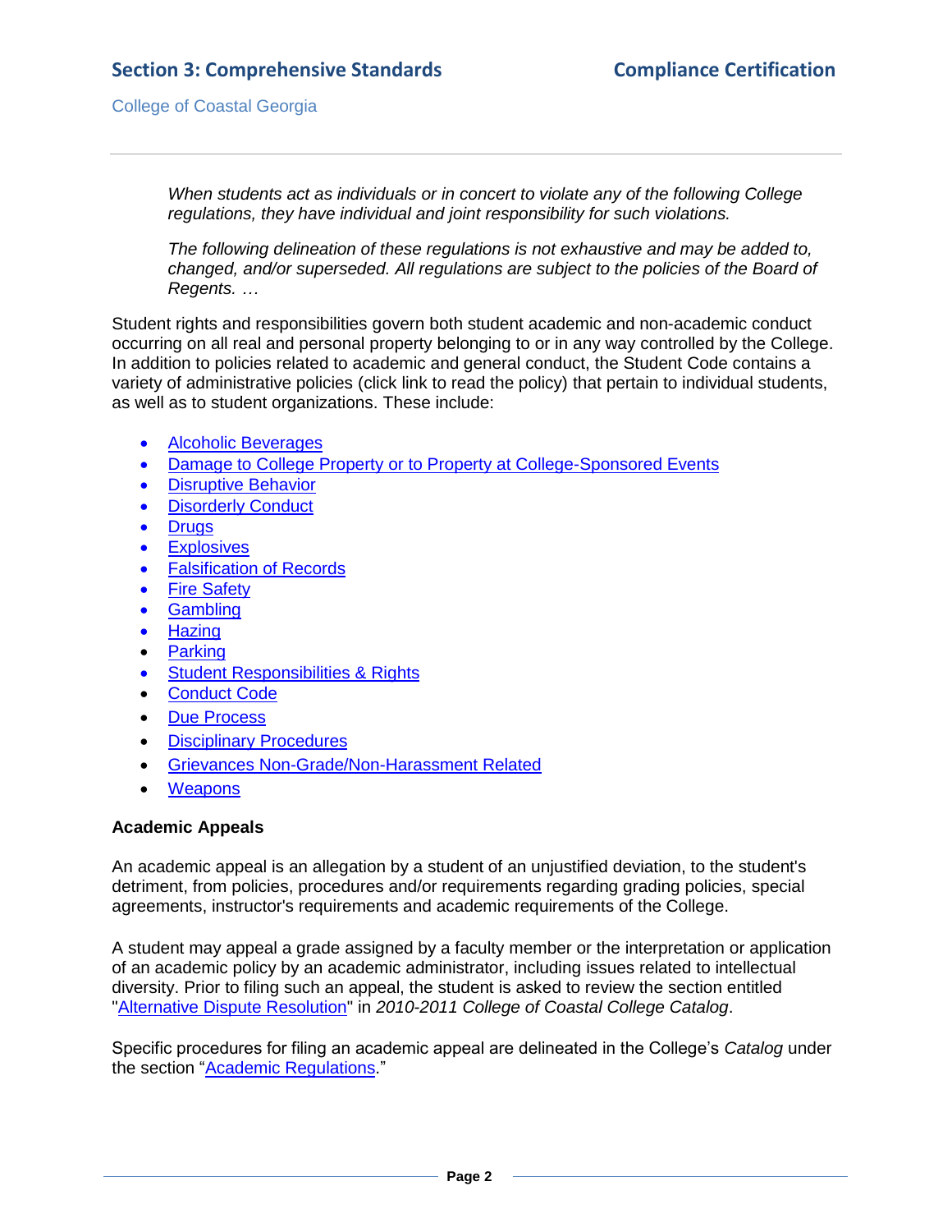*When students act as individuals or in concert to violate any of the following College regulations, they have individual and joint responsibility for such violations.*

*The following delineation of these regulations is not exhaustive and may be added to, changed, and/or superseded. All regulations are subject to the policies of the Board of Regents. …*

Student rights and responsibilities govern both student academic and non-academic conduct occurring on all real and personal property belonging to or in any way controlled by the College. In addition to policies related to academic and general conduct, the Student Code contains a variety of administrative policies (click link to read the policy) that pertain to individual students, as well as to student organizations. These include:

- Alcoholic Beverages
- Damage to College Property or to Property at College-Sponsored Events
- Disruptive Behavior
- Disorderly Conduct
- Drugs
- Explosives
- Falsification of Records
- Fire Safety
- Gambling
- Hazing
- Parking
- Student Responsibilities & Rights
- Conduct Code
- Due Process
- Disciplinary Procedures
- Grievances Non-Grade/Non-Harassment Related
- Weapons

**Academic Appeals**

An academic appeal is an allegation by a student of an unjustified deviation, to the student's detriment, from policies, procedures and/or requirements regarding grading policies, special agreements, instructor's requirements and academic requirements of the College.

A student may appeal a grade assigned by a faculty member or the interpretation or application of an academic policy by an academic administrator, including issues related to intellectual diversity. Prior to filing such an appeal, the student is asked to review the section entitled "Alternative Dispute Resolution" in *2010-2011 College of Coastal College Catalog*.

Specific procedures for filing an academic appeal are delineated in the College's *Catalog* under the section "Academic Regulations."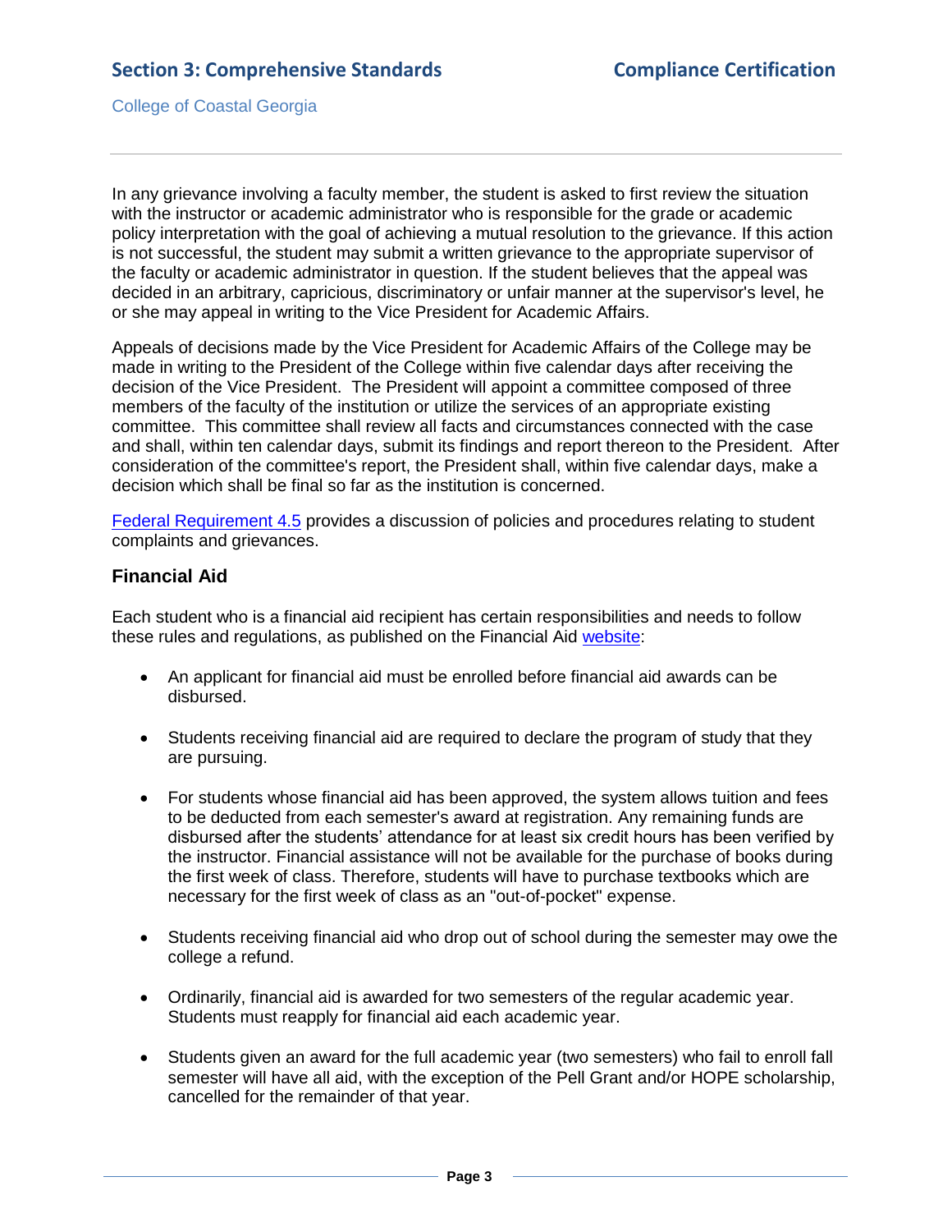In any grievance involving a faculty member, the student is asked to first review the situation with the instructor or academic administrator who is responsible for the grade or academic policy interpretation with the goal of achieving a mutual resolution to the grievance. If this action is not successful, the student may submit a written grievance to the appropriate supervisor of the faculty or academic administrator in question. If the student believes that the appeal was decided in an arbitrary, capricious, discriminatory or unfair manner at the supervisor's level, he or she may appeal in writing to the Vice President for Academic Affairs.

Appeals of decisions made by the Vice President for Academic Affairs of the College may be made in writing to the President of the College within five calendar days after receiving the decision of the Vice President. The President will appoint a committee composed of three members of the faculty of the institution or utilize the services of an appropriate existing committee. This committee shall review all facts and circumstances connected with the case and shall, within ten calendar days, submit its findings and report thereon to the President. After consideration of the committee's report, the President shall, within five calendar days, make a decision which shall be final so far as the institution is concerned.

Federal Requirement 4.5 provides a discussion of policies and procedures relating to student complaints and grievances.

### Financial Aid

Each student who is a financial aid recipient has certain responsibilities and needs to follow these rules and regulations, as published on the Financial Aid website:

- An applicant for financial aid must be enrolled before financial aid awards can be disbursed.
- Students receiving financial aid are required to declare the program of study that they are pursuing.
- For students whose financial aid has been approved, the system allows tuition and fees to be deducted from each semester's award at registration. Any remaining funds are disbursed after the students' attendance for at least six credit hours has been verified by the instructor. Financial assistance will not be available for the purchase of books during the first week of class. Therefore, students will have to purchase textbooks which are necessary for the first week of class as an "out-of-pocket" expense.
- Students receiving financial aid who drop out of school during the semester may owe the college a refund.
- Ordinarily, financial aid is awarded for two semesters of the regular academic year. Students must reapply for financial aid each academic year.
- Students given an award for the full academic year (two semesters) who fail to enroll fall semester will have all aid, with the exception of the Pell Grant and/or HOPE scholarship, cancelled for the remainder of that year.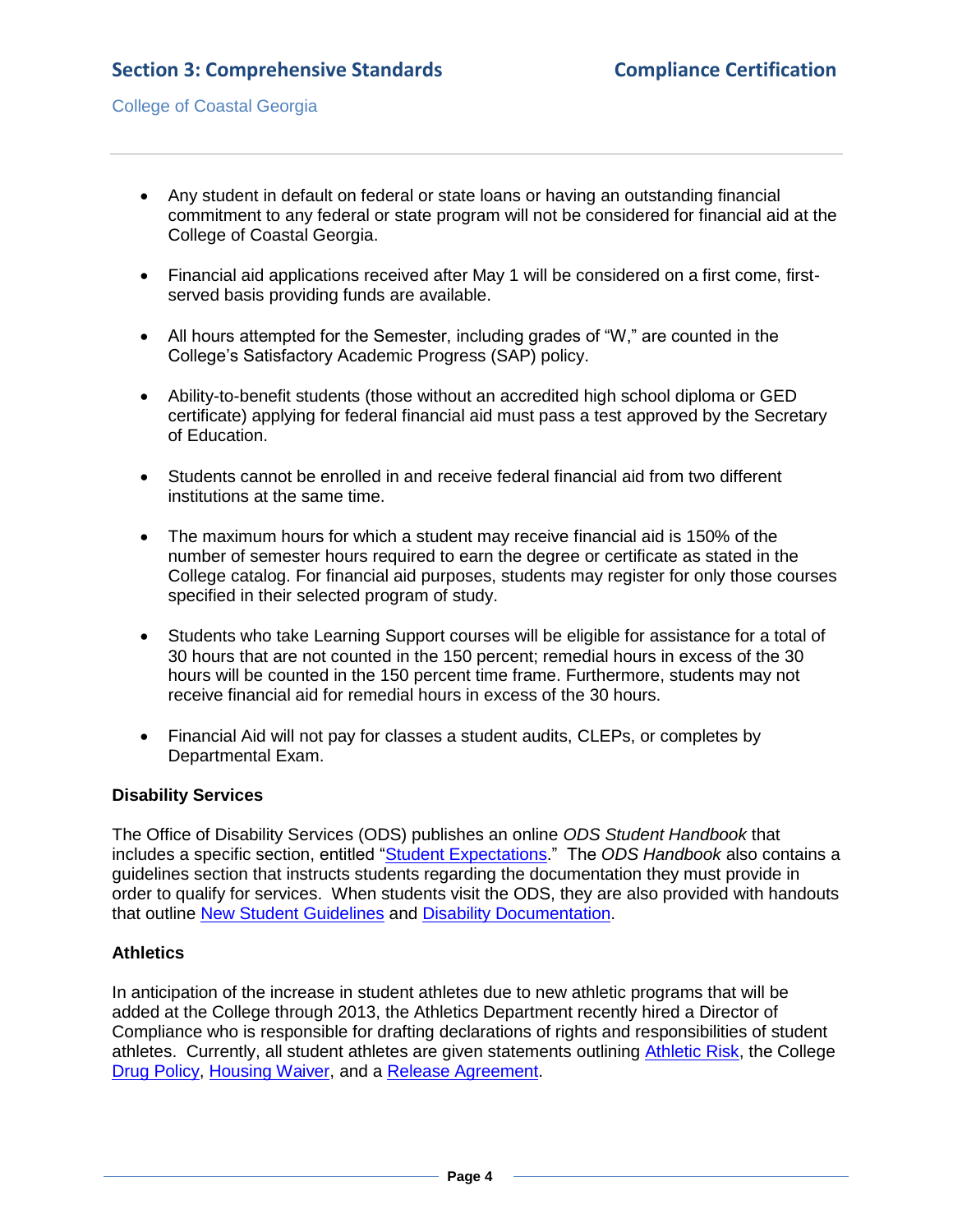- Any student in default on federal or state loans or having an outstanding financial commitment to any federal or state program will not be considered for financial aid at the College of Coastal Georgia.

- Financial aid applications received after May 1 will be considered on a first come, first-served basis providing funds are available.

- All hours attempted for the Semester, including grades of "W," are counted in the College's Satisfactory Academic Progress (SAP) policy.

- Ability-to-benefit students (those without an accredited high school diploma or GED certificate) applying for federal financial aid must pass a test approved by the Secretary of Education.

- Students cannot be enrolled in and receive federal financial aid from two different institutions at the same time.

- The maximum hours for which a student may receive financial aid is 150% of the number of semester hours required to earn the degree or certificate as stated in the College catalog. For financial aid purposes, students may register for only those courses specified in their selected program of study.

- Students who take Learning Support courses will be eligible for assistance for a total of 30 hours that are not counted in the 150 percent; remedial hours in excess of the 30 hours will be counted in the 150 percent time frame. Furthermore, students may not receive financial aid for remedial hours in excess of the 30 hours.

- Financial Aid will not pay for classes a student audits, CLEPs, or completes by Departmental Exam.

**Disability Services**

The Office of Disability Services (ODS) publishes an online *ODS Student Handbook* that includes a specific section, entitled "Student Expectations." The *ODS Handbook* also contains a guidelines section that instructs students regarding the documentation they must provide in order to qualify for services. When students visit the ODS, they are also provided with handouts that outline New Student Guidelines and Disability Documentation.

**Athletics**

In anticipation of the increase in student athletes due to new athletic programs that will be added at the College through 2013, the Athletics Department recently hired a Director of Compliance who is responsible for drafting declarations of rights and responsibilities of student athletes. Currently, all student athletes are given statements outlining Athletic Risk, the College Drug Policy, Housing Waiver, and a Release Agreement.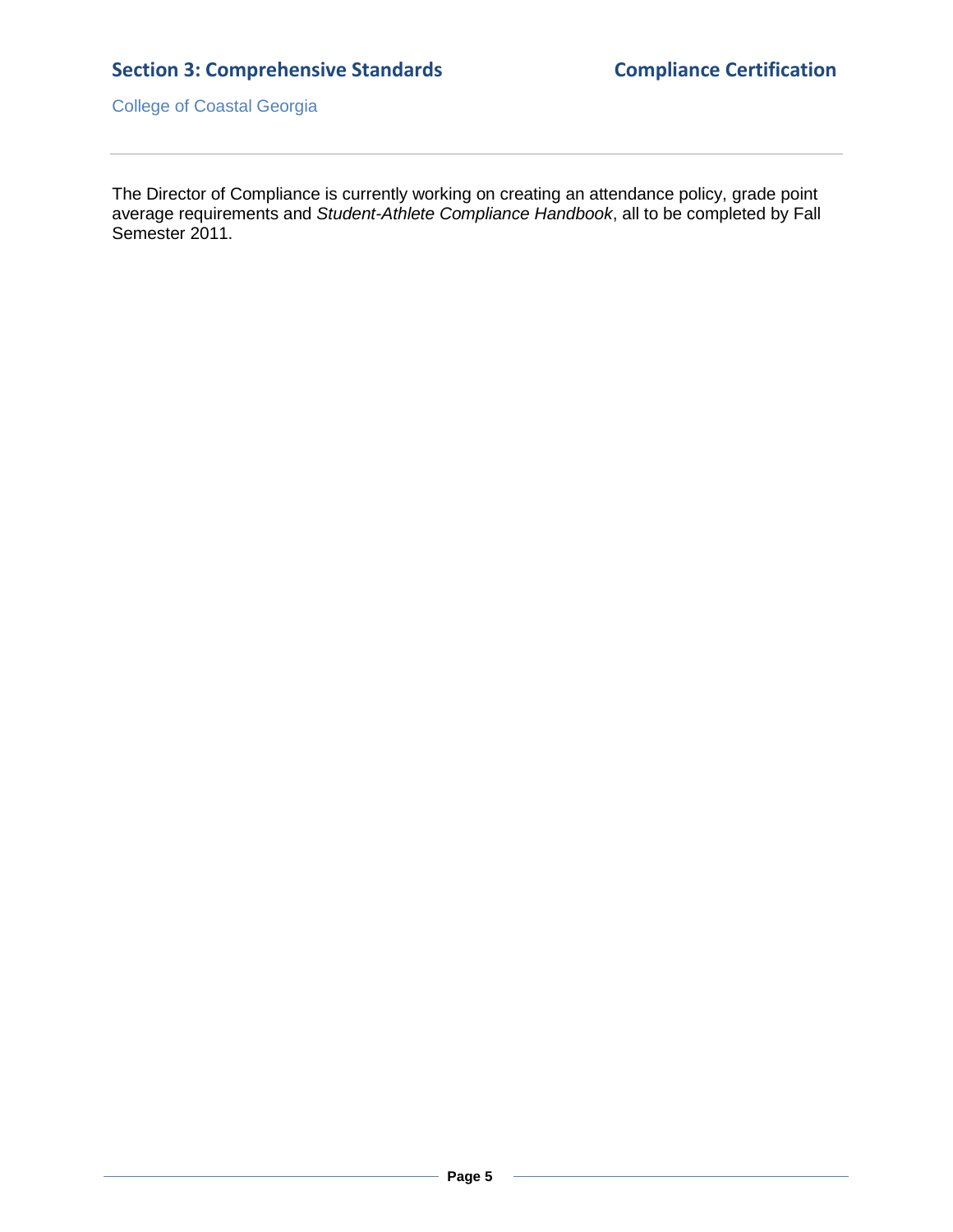The Director of Compliance is currently working on creating an attendance policy, grade point average requirements and *Student-Athlete Compliance Handbook*, all to be completed by Fall Semester 2011.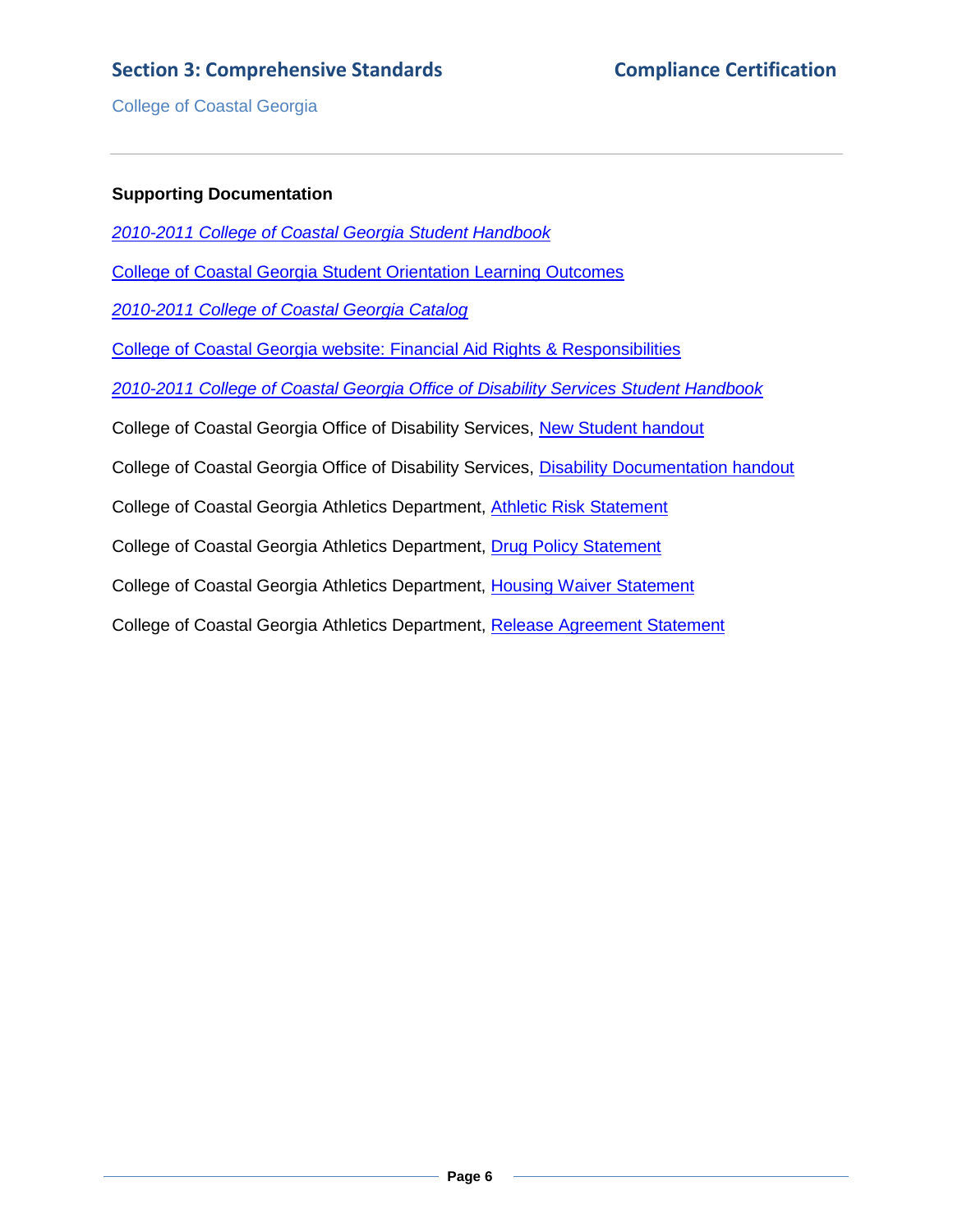**Supporting Documentation**

*2010-2011 College of Coastal Georgia Student Handbook*

College of Coastal Georgia Student Orientation Learning Outcomes

*2010-2011 College of Coastal Georgia Catalog*

College of Coastal Georgia website: Financial Aid Rights & Responsibilities

*2010-2011 College of Coastal Georgia Office of Disability Services Student Handbook*

College of Coastal Georgia Office of Disability Services, New Student handout

College of Coastal Georgia Office of Disability Services, Disability Documentation handout

College of Coastal Georgia Athletics Department, Athletic Risk Statement

College of Coastal Georgia Athletics Department, Drug Policy Statement

College of Coastal Georgia Athletics Department, Housing Waiver Statement

College of Coastal Georgia Athletics Department, Release Agreement Statement